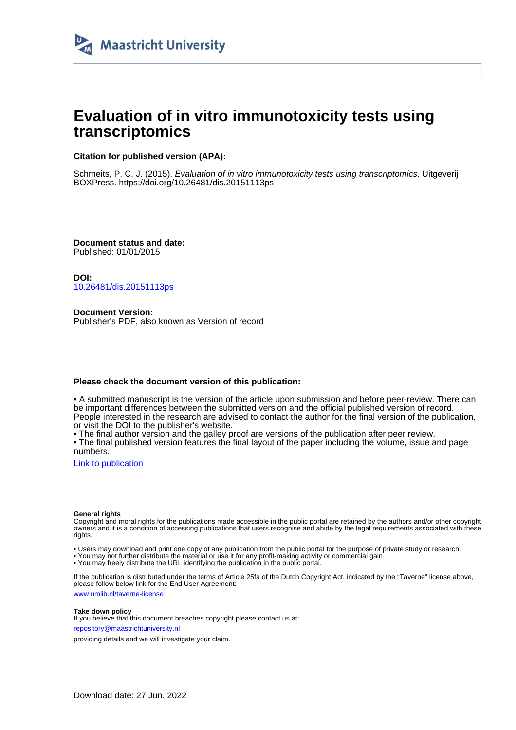Maastricht University

# Evaluation of in vitro immunotoxicity tests using transcriptomics

**Citation for published version (APA):**

Schmeits, P. C. J. (2015). *Evaluation of in vitro immunotoxicity tests using transcriptomics*. Uitgeverij BOXPress. https://doi.org/10.26481/dis.20151113ps

**Document status and date:**
Published: 01/01/2015

**DOI:**
10.26481/dis.20151113ps

**Document Version:**
Publisher's PDF, also known as Version of record

**Please check the document version of this publication:**

• A submitted manuscript is the version of the article upon submission and before peer-review. There can be important differences between the submitted version and the official published version of record. People interested in the research are advised to contact the author for the final version of the publication, or visit the DOI to the publisher's website.
• The final author version and the galley proof are versions of the publication after peer review.
• The final published version features the final layout of the paper including the volume, issue and page numbers.

Link to publication

**General rights**
Copyright and moral rights for the publications made accessible in the public portal are retained by the authors and/or other copyright owners and it is a condition of accessing publications that users recognise and abide by the legal requirements associated with these rights.

• Users may download and print one copy of any publication from the public portal for the purpose of private study or research.
• You may not further distribute the material or use it for any profit-making activity or commercial gain
• You may freely distribute the URL identifying the publication in the public portal.

If the publication is distributed under the terms of Article 25fa of the Dutch Copyright Act, indicated by the "Taverne" license above, please follow below link for the End User Agreement:

www.umlib.nl/taverne-license

**Take down policy**
If you believe that this document breaches copyright please contact us at:

repository@maastrichtuniversity.nl

providing details and we will investigate your claim.

Download date: 27 Jun. 2022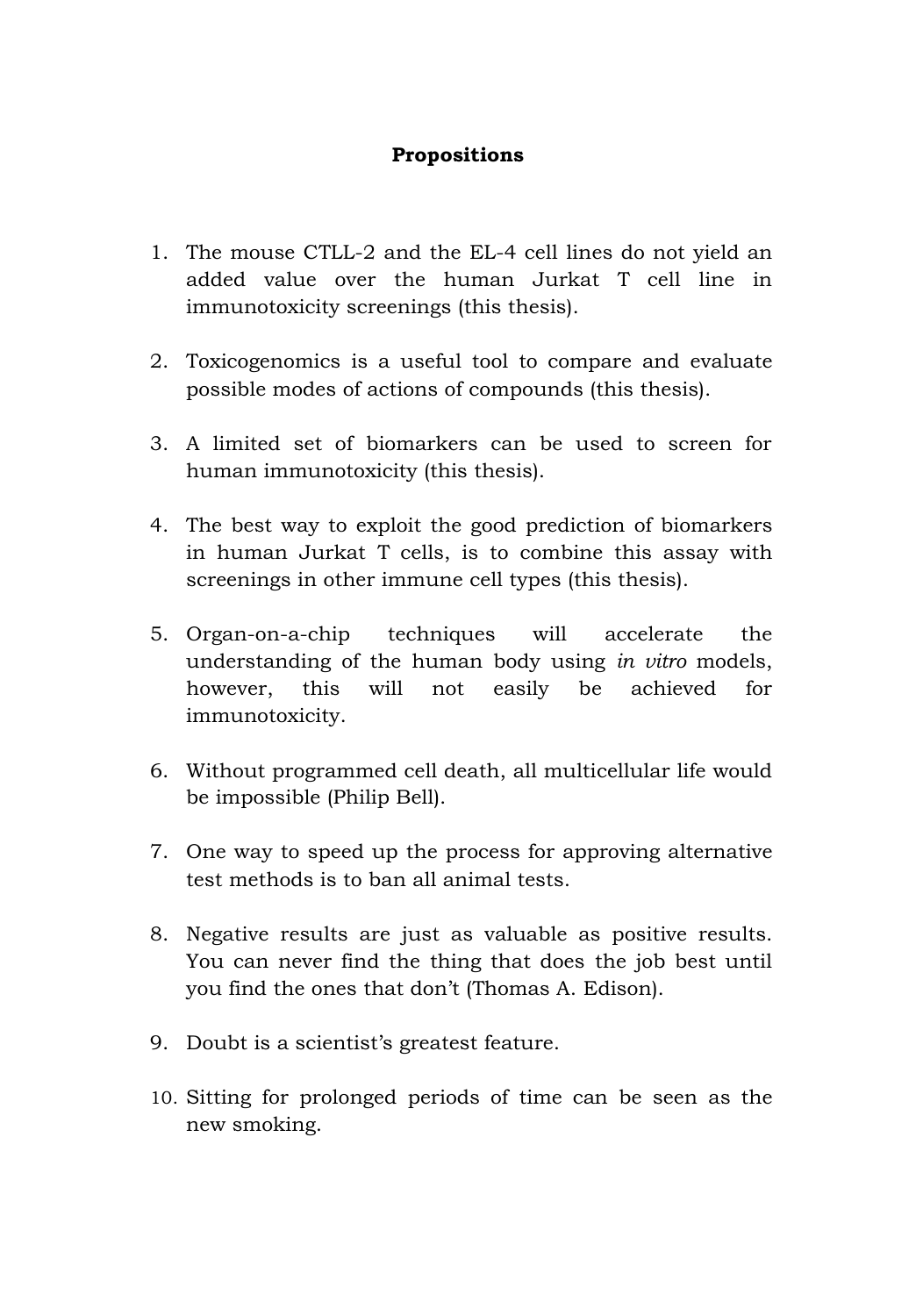**Propositions**

1. The mouse CTLL-2 and the EL-4 cell lines do not yield an added value over the human Jurkat T cell line in immunotoxicity screenings (this thesis).

2. Toxicogenomics is a useful tool to compare and evaluate possible modes of actions of compounds (this thesis).

3. A limited set of biomarkers can be used to screen for human immunotoxicity (this thesis).

4. The best way to exploit the good prediction of biomarkers in human Jurkat T cells, is to combine this assay with screenings in other immune cell types (this thesis).

5. Organ-on-a-chip techniques will accelerate the understanding of the human body using *in vitro* models, however, this will not easily be achieved for immunotoxicity.

6. Without programmed cell death, all multicellular life would be impossible (Philip Bell).

7. One way to speed up the process for approving alternative test methods is to ban all animal tests.

8. Negative results are just as valuable as positive results. You can never find the thing that does the job best until you find the ones that don't (Thomas A. Edison).

9. Doubt is a scientist's greatest feature.

10. Sitting for prolonged periods of time can be seen as the new smoking.